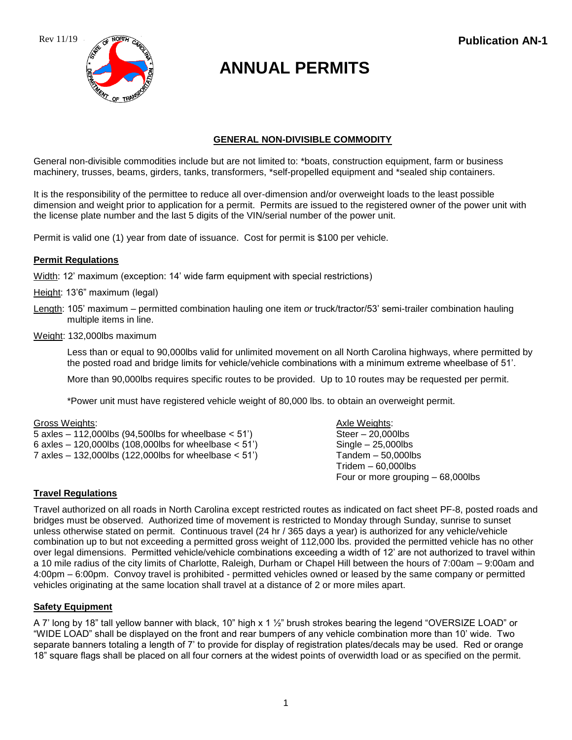Rev 11/19

**Publication AN-1**

# ANNUAL PERMITS

## GENERAL NON-DIVISIBLE COMMODITY

General non-divisible commodities include but are not limited to: *boats, construction equipment, farm or business machinery, trusses, beams, girders, tanks, transformers, *self-propelled equipment and *sealed ship containers.

It is the responsibility of the permittee to reduce all over-dimension and/or overweight loads to the least possible dimension and weight prior to application for a permit. Permits are issued to the registered owner of the power unit with the license plate number and the last 5 digits of the VIN/serial number of the power unit.

Permit is valid one (1) year from date of issuance. Cost for permit is $100 per vehicle.

### Permit Regulations

Width: 12' maximum (exception: 14' wide farm equipment with special restrictions)

Height: 13'6" maximum (legal)

Length: 105' maximum – permitted combination hauling one item *or* truck/tractor/53' semi-trailer combination hauling multiple items in line.

Weight: 132,000lbs maximum

Less than or equal to 90,000lbs valid for unlimited movement on all North Carolina highways, where permitted by the posted road and bridge limits for vehicle/vehicle combinations with a minimum extreme wheelbase of 51'.

More than 90,000lbs requires specific routes to be provided. Up to 10 routes may be requested per permit.

*Power unit must have registered vehicle weight of 80,000 lbs. to obtain an overweight permit.

Gross Weights:
5 axles – 112,000lbs (94,500lbs for wheelbase < 51')
6 axles – 120,000lbs (108,000lbs for wheelbase < 51')
7 axles – 132,000lbs (122,000lbs for wheelbase < 51')

Axle Weights:
Steer – 20,000lbs
Single – 25,000lbs
Tandem – 50,000lbs
Tridem – 60,000lbs
Four or more grouping – 68,000lbs

### Travel Regulations

Travel authorized on all roads in North Carolina except restricted routes as indicated on fact sheet PF-8, posted roads and bridges must be observed. Authorized time of movement is restricted to Monday through Sunday, sunrise to sunset unless otherwise stated on permit. Continuous travel (24 hr / 365 days a year) is authorized for any vehicle/vehicle combination up to but not exceeding a permitted gross weight of 112,000 lbs. provided the permitted vehicle has no other over legal dimensions. Permitted vehicle/vehicle combinations exceeding a width of 12' are not authorized to travel within a 10 mile radius of the city limits of Charlotte, Raleigh, Durham or Chapel Hill between the hours of 7:00am – 9:00am and 4:00pm – 6:00pm. Convoy travel is prohibited - permitted vehicles owned or leased by the same company or permitted vehicles originating at the same location shall travel at a distance of 2 or more miles apart.

### Safety Equipment

A 7' long by 18" tall yellow banner with black, 10" high x 1 ½" brush strokes bearing the legend "OVERSIZE LOAD" or "WIDE LOAD" shall be displayed on the front and rear bumpers of any vehicle combination more than 10' wide. Two separate banners totaling a length of 7' to provide for display of registration plates/decals may be used. Red or orange 18" square flags shall be placed on all four corners at the widest points of overwidth load or as specified on the permit.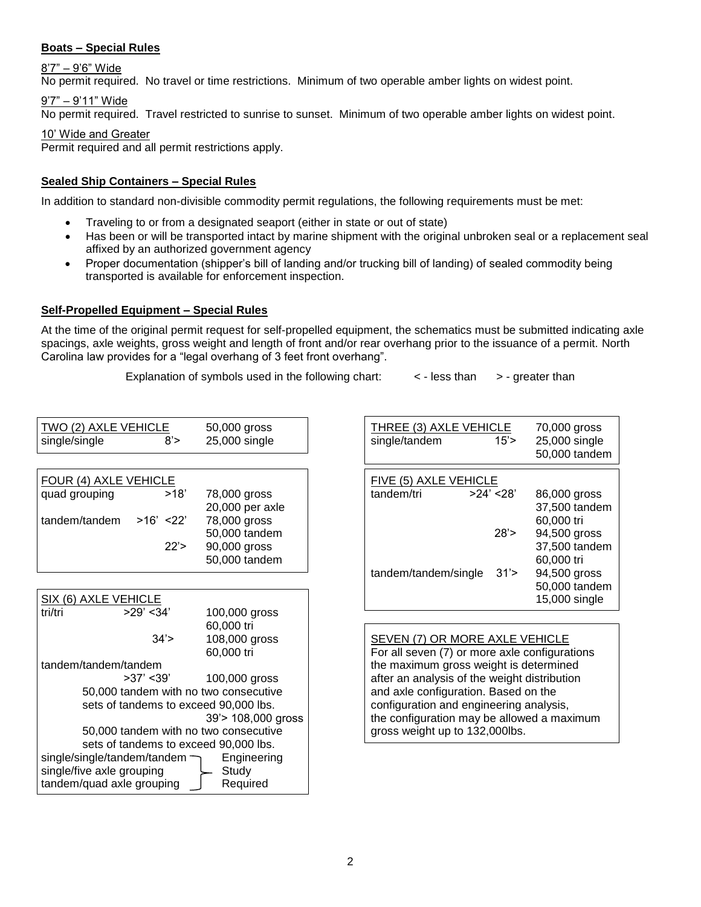**Boats – Special Rules**

8’7” – 9’6” Wide

No permit required. No travel or time restrictions. Minimum of two operable amber lights on widest point.

9’7” – 9’11” Wide

No permit required. Travel restricted to sunrise to sunset. Minimum of two operable amber lights on widest point.

10’ Wide and Greater

Permit required and all permit restrictions apply.

**Sealed Ship Containers – Special Rules**

In addition to standard non-divisible commodity permit regulations, the following requirements must be met:

- Traveling to or from a designated seaport (either in state or out of state)
- Has been or will be transported intact by marine shipment with the original unbroken seal or a replacement seal affixed by an authorized government agency
- Proper documentation (shipper’s bill of landing and/or trucking bill of landing) of sealed commodity being transported is available for enforcement inspection.

**Self-Propelled Equipment – Special Rules**

At the time of the original permit request for self-propelled equipment, the schematics must be submitted indicating axle spacings, axle weights, gross weight and length of front and/or rear overhang prior to the issuance of a permit. North Carolina law provides for a “legal overhang of 3 feet front overhang”.

Explanation of symbols used in the following chart: < - less than > - greater than

| TWO (2) AXLE VEHICLE | | 50,000 gross |
|---|---|---|
| single/single | 8’> | 25,000 single |

| FOUR (4) AXLE VEHICLE | | |
|---|---|---|
| quad grouping | >18’ | 78,000 gross<br>20,000 per axle |
| tandem/tandem | >16’ <22’ | 78,000 gross<br>50,000 tandem |
| | 22’> | 90,000 gross<br>50,000 tandem |

| SIX (6) AXLE VEHICLE | | |
|---|---|---|
| tri/tri | >29’ <34’ | 100,000 gross<br>60,000 tri |
| | 34’> | 108,000 gross<br>60,000 tri |
| tandem/tandem/tandem | >37’ <39’ | 100,000 gross<br>50,000 tandem with no two consecutive sets of tandems to exceed 90,000 lbs. |
| | 39’> | 108,000 gross<br>50,000 tandem with no two consecutive sets of tandems to exceed 90,000 lbs. |
| single/single/tandem/tandem<br>single/five axle grouping<br>tandem/quad axle grouping | | Engineering Study Required |

| THREE (3) AXLE VEHICLE | | 70,000 gross |
|---|---|---|
| single/tandem | 15’> | 25,000 single<br>50,000 tandem |

| FIVE (5) AXLE VEHICLE | | |
|---|---|---|
| tandem/tri | >24’ <28’ | 86,000 gross<br>37,500 tandem<br>60,000 tri |
| | 28’> | 94,500 gross<br>37,500 tandem<br>60,000 tri |
| tandem/tandem/single | 31’> | 94,500 gross<br>50,000 tandem<br>15,000 single |

SEVEN (7) OR MORE AXLE VEHICLE

For all seven (7) or more axle configurations the maximum gross weight is determined after an analysis of the weight distribution and axle configuration. Based on the configuration and engineering analysis, the configuration may be allowed a maximum gross weight up to 132,000lbs.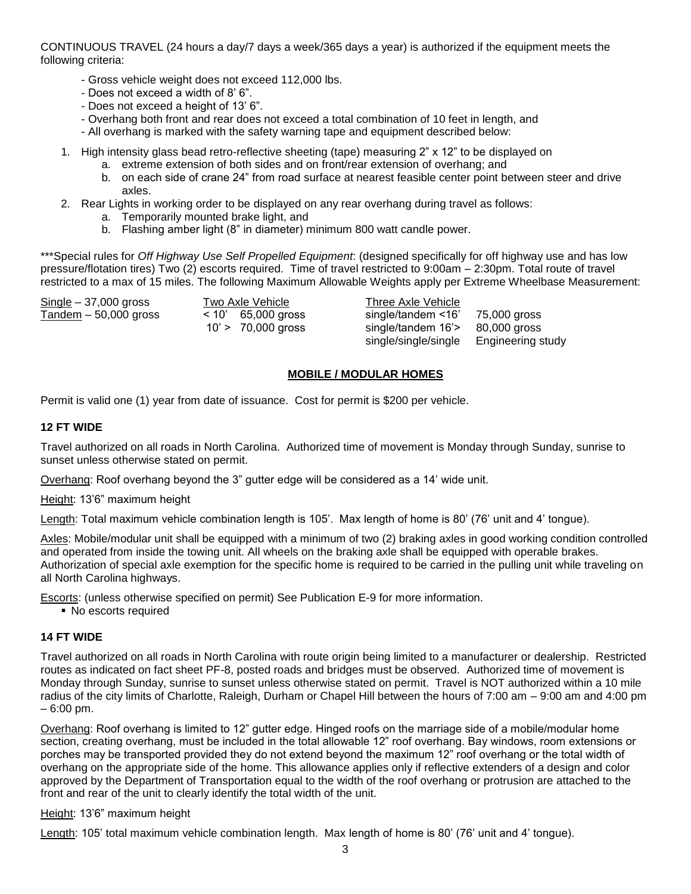CONTINUOUS TRAVEL (24 hours a day/7 days a week/365 days a year) is authorized if the equipment meets the following criteria:

- Gross vehicle weight does not exceed 112,000 lbs.
- Does not exceed a width of 8' 6".
- Does not exceed a height of 13' 6".
- Overhang both front and rear does not exceed a total combination of 10 feet in length, and
- All overhang is marked with the safety warning tape and equipment described below:

1. High intensity glass bead retro-reflective sheeting (tape) measuring 2" x 12" to be displayed on
   a. extreme extension of both sides and on front/rear extension of overhang; and
   b. on each side of crane 24" from road surface at nearest feasible center point between steer and drive axles.
2. Rear Lights in working order to be displayed on any rear overhang during travel as follows:
   a. Temporarily mounted brake light, and
   b. Flashing amber light (8" in diameter) minimum 800 watt candle power.

***Special rules for *Off Highway Use Self Propelled Equipment*: (designed specifically for off highway use and has low pressure/flotation tires) Two (2) escorts required. Time of travel restricted to 9:00am – 2:30pm. Total route of travel restricted to a max of 15 miles. The following Maximum Allowable Weights apply per Extreme Wheelbase Measurement:

| | Two Axle Vehicle | Three Axle Vehicle | |
|---|---|---|---|
| Single – 37,000 gross | | | |
| Tandem – 50,000 gross | < 10' 65,000 gross | single/tandem <16' | 75,000 gross |
| | 10' > 70,000 gross | single/tandem 16'> | 80,000 gross |
| | | single/single/single | Engineering study |

## MOBILE / MODULAR HOMES

Permit is valid one (1) year from date of issuance. Cost for permit is $200 per vehicle.

### 12 FT WIDE

Travel authorized on all roads in North Carolina. Authorized time of movement is Monday through Sunday, sunrise to sunset unless otherwise stated on permit.

Overhang: Roof overhang beyond the 3" gutter edge will be considered as a 14' wide unit.

Height: 13'6" maximum height

Length: Total maximum vehicle combination length is 105'. Max length of home is 80' (76' unit and 4' tongue).

Axles: Mobile/modular unit shall be equipped with a minimum of two (2) braking axles in good working condition controlled and operated from inside the towing unit. All wheels on the braking axle shall be equipped with operable brakes. Authorization of special axle exemption for the specific home is required to be carried in the pulling unit while traveling on all North Carolina highways.

Escorts: (unless otherwise specified on permit) See Publication E-9 for more information.

- No escorts required

### 14 FT WIDE

Travel authorized on all roads in North Carolina with route origin being limited to a manufacturer or dealership. Restricted routes as indicated on fact sheet PF-8, posted roads and bridges must be observed. Authorized time of movement is Monday through Sunday, sunrise to sunset unless otherwise stated on permit. Travel is NOT authorized within a 10 mile radius of the city limits of Charlotte, Raleigh, Durham or Chapel Hill between the hours of 7:00 am – 9:00 am and 4:00 pm – 6:00 pm.

Overhang: Roof overhang is limited to 12" gutter edge. Hinged roofs on the marriage side of a mobile/modular home section, creating overhang, must be included in the total allowable 12" roof overhang. Bay windows, room extensions or porches may be transported provided they do not extend beyond the maximum 12" roof overhang or the total width of overhang on the appropriate side of the home. This allowance applies only if reflective extenders of a design and color approved by the Department of Transportation equal to the width of the roof overhang or protrusion are attached to the front and rear of the unit to clearly identify the total width of the unit.

Height: 13'6" maximum height

Length: 105' total maximum vehicle combination length. Max length of home is 80' (76' unit and 4' tongue).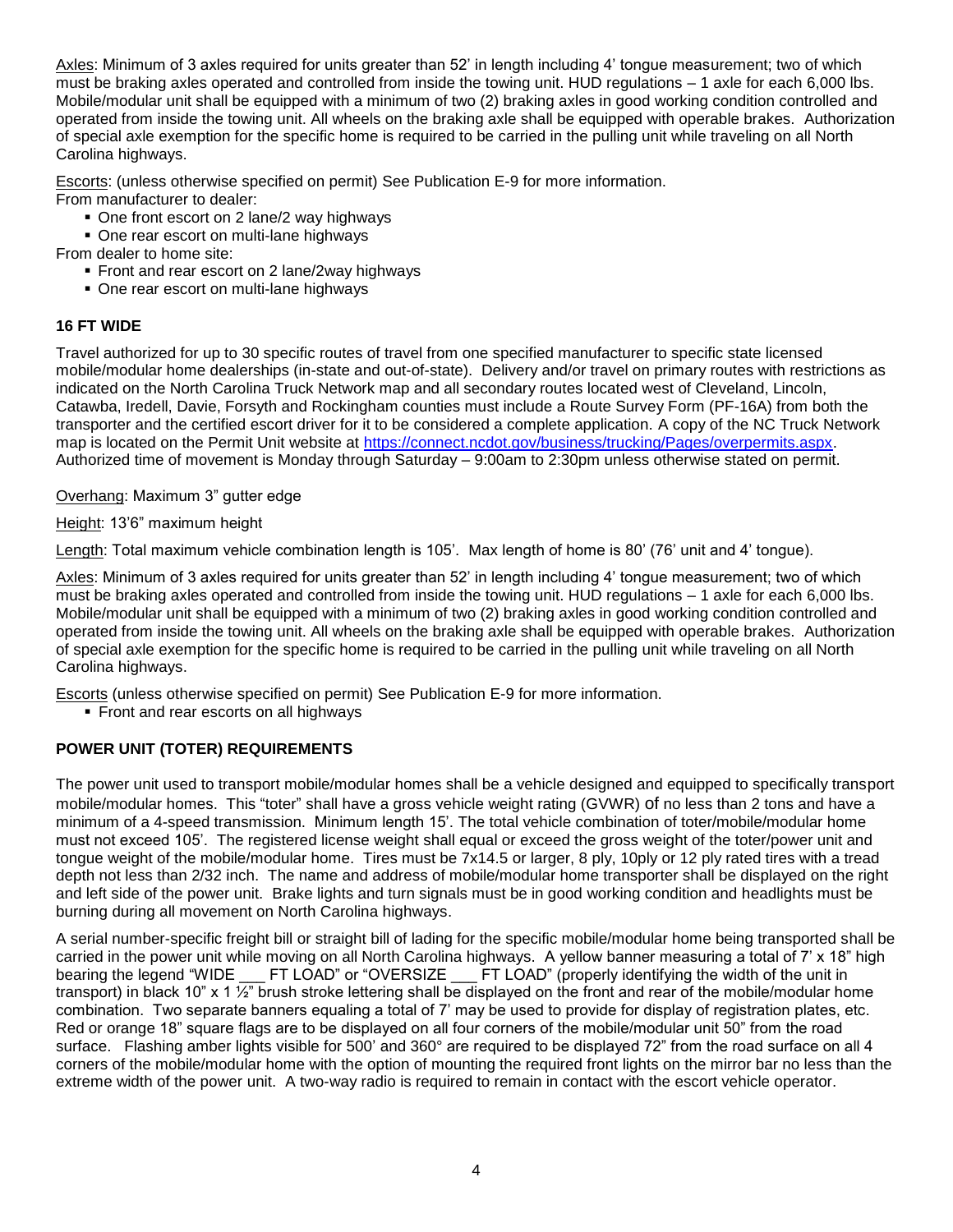Axles: Minimum of 3 axles required for units greater than 52' in length including 4' tongue measurement; two of which must be braking axles operated and controlled from inside the towing unit. HUD regulations – 1 axle for each 6,000 lbs. Mobile/modular unit shall be equipped with a minimum of two (2) braking axles in good working condition controlled and operated from inside the towing unit. All wheels on the braking axle shall be equipped with operable brakes. Authorization of special axle exemption for the specific home is required to be carried in the pulling unit while traveling on all North Carolina highways.

Escorts: (unless otherwise specified on permit) See Publication E-9 for more information.

From manufacturer to dealer:

- One front escort on 2 lane/2 way highways
- One rear escort on multi-lane highways

From dealer to home site:

- Front and rear escort on 2 lane/2way highways
- One rear escort on multi-lane highways

**16 FT WIDE**

Travel authorized for up to 30 specific routes of travel from one specified manufacturer to specific state licensed mobile/modular home dealerships (in-state and out-of-state). Delivery and/or travel on primary routes with restrictions as indicated on the North Carolina Truck Network map and all secondary routes located west of Cleveland, Lincoln, Catawba, Iredell, Davie, Forsyth and Rockingham counties must include a Route Survey Form (PF-16A) from both the transporter and the certified escort driver for it to be considered a complete application. A copy of the NC Truck Network map is located on the Permit Unit website at https://connect.ncdot.gov/business/trucking/Pages/overpermits.aspx. Authorized time of movement is Monday through Saturday – 9:00am to 2:30pm unless otherwise stated on permit.

Overhang: Maximum 3" gutter edge

Height: 13'6" maximum height

Length: Total maximum vehicle combination length is 105'. Max length of home is 80' (76' unit and 4' tongue).

Axles: Minimum of 3 axles required for units greater than 52' in length including 4' tongue measurement; two of which must be braking axles operated and controlled from inside the towing unit. HUD regulations – 1 axle for each 6,000 lbs. Mobile/modular unit shall be equipped with a minimum of two (2) braking axles in good working condition controlled and operated from inside the towing unit. All wheels on the braking axle shall be equipped with operable brakes. Authorization of special axle exemption for the specific home is required to be carried in the pulling unit while traveling on all North Carolina highways.

Escorts (unless otherwise specified on permit) See Publication E-9 for more information.

- Front and rear escorts on all highways

**POWER UNIT (TOTER) REQUIREMENTS**

The power unit used to transport mobile/modular homes shall be a vehicle designed and equipped to specifically transport mobile/modular homes. This "toter" shall have a gross vehicle weight rating (GVWR) of no less than 2 tons and have a minimum of a 4-speed transmission. Minimum length 15'. The total vehicle combination of toter/mobile/modular home must not exceed 105'. The registered license weight shall equal or exceed the gross weight of the toter/power unit and tongue weight of the mobile/modular home. Tires must be 7x14.5 or larger, 8 ply, 10ply or 12 ply rated tires with a tread depth not less than 2/32 inch. The name and address of mobile/modular home transporter shall be displayed on the right and left side of the power unit. Brake lights and turn signals must be in good working condition and headlights must be burning during all movement on North Carolina highways.

A serial number-specific freight bill or straight bill of lading for the specific mobile/modular home being transported shall be carried in the power unit while moving on all North Carolina highways. A yellow banner measuring a total of 7' x 18" high bearing the legend "WIDE ___ FT LOAD" or "OVERSIZE ___ FT LOAD" (properly identifying the width of the unit in transport) in black 10" x 1 ½" brush stroke lettering shall be displayed on the front and rear of the mobile/modular home combination. Two separate banners equaling a total of 7' may be used to provide for display of registration plates, etc. Red or orange 18" square flags are to be displayed on all four corners of the mobile/modular unit 50" from the road surface. Flashing amber lights visible for 500' and 360° are required to be displayed 72" from the road surface on all 4 corners of the mobile/modular home with the option of mounting the required front lights on the mirror bar no less than the extreme width of the power unit. A two-way radio is required to remain in contact with the escort vehicle operator.